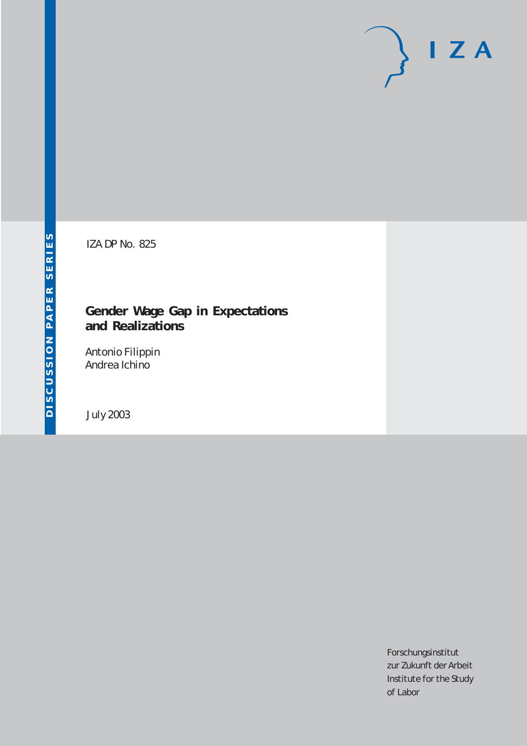DISCUSSION PAPER SERIES

IZA DP No. 825

# Gender Wage Gap in Expectations and Realizations

Antonio Filippin
Andrea Ichino

July 2003

IZA

Forschungsinstitut
zur Zukunft der Arbeit
Institute for the Study
of Labor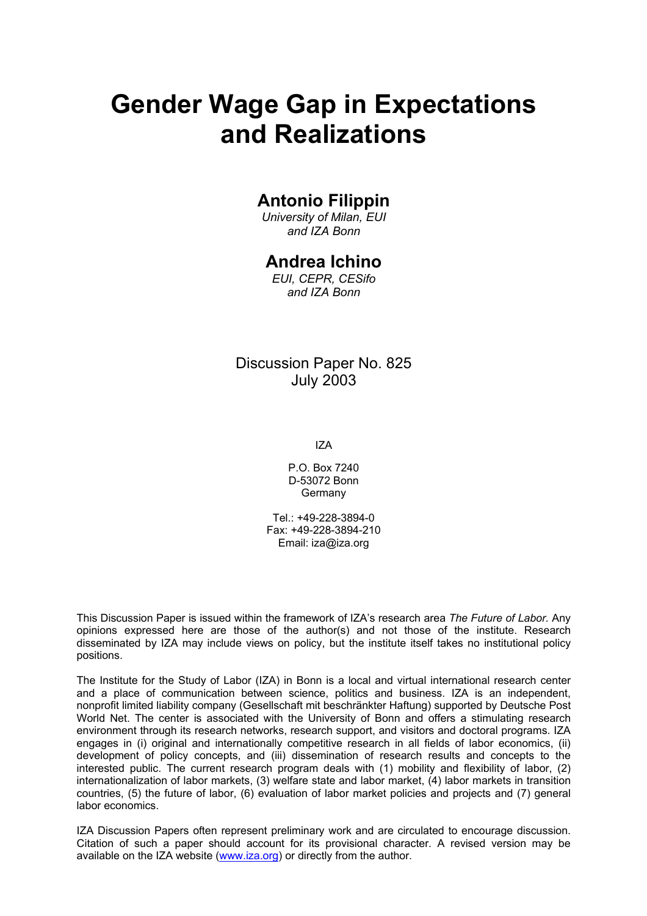# Gender Wage Gap in Expectations and Realizations

## Antonio Filippin

*University of Milan, EUI and IZA Bonn*

## Andrea Ichino

*EUI, CEPR, CESifo and IZA Bonn*

Discussion Paper No. 825
July 2003

IZA

P.O. Box 7240
D-53072 Bonn
Germany

Tel.: +49-228-3894-0
Fax: +49-228-3894-210
Email: iza@iza.org

This Discussion Paper is issued within the framework of IZA's research area *The Future of Labor.* Any opinions expressed here are those of the author(s) and not those of the institute. Research disseminated by IZA may include views on policy, but the institute itself takes no institutional policy positions.

The Institute for the Study of Labor (IZA) in Bonn is a local and virtual international research center and a place of communication between science, politics and business. IZA is an independent, nonprofit limited liability company (Gesellschaft mit beschränkter Haftung) supported by Deutsche Post World Net. The center is associated with the University of Bonn and offers a stimulating research environment through its research networks, research support, and visitors and doctoral programs. IZA engages in (i) original and internationally competitive research in all fields of labor economics, (ii) development of policy concepts, and (iii) dissemination of research results and concepts to the interested public. The current research program deals with (1) mobility and flexibility of labor, (2) internationalization of labor markets, (3) welfare state and labor market, (4) labor markets in transition countries, (5) the future of labor, (6) evaluation of labor market policies and projects and (7) general labor economics.

IZA Discussion Papers often represent preliminary work and are circulated to encourage discussion. Citation of such a paper should account for its provisional character. A revised version may be available on the IZA website (www.iza.org) or directly from the author.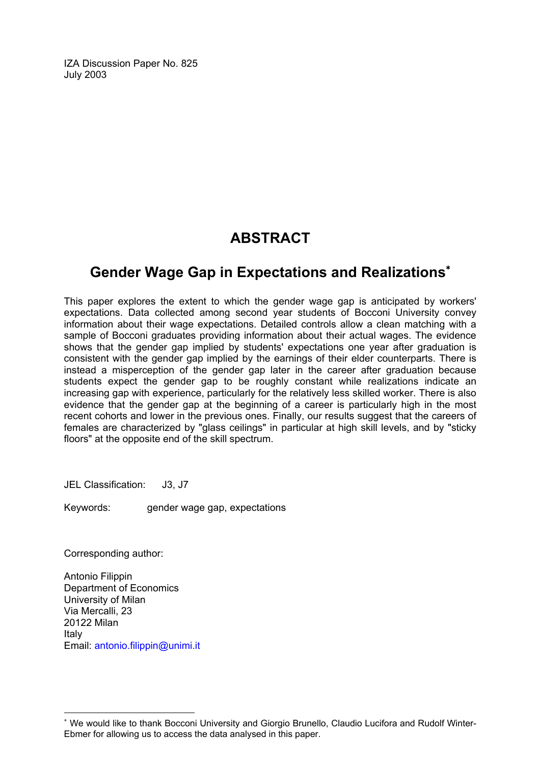IZA Discussion Paper No. 825
July 2003

# ABSTRACT

## Gender Wage Gap in Expectations and Realizations*

This paper explores the extent to which the gender wage gap is anticipated by workers' expectations. Data collected among second year students of Bocconi University convey information about their wage expectations. Detailed controls allow a clean matching with a sample of Bocconi graduates providing information about their actual wages. The evidence shows that the gender gap implied by students' expectations one year after graduation is consistent with the gender gap implied by the earnings of their elder counterparts. There is instead a misperception of the gender gap later in the career after graduation because students expect the gender gap to be roughly constant while realizations indicate an increasing gap with experience, particularly for the relatively less skilled worker. There is also evidence that the gender gap at the beginning of a career is particularly high in the most recent cohorts and lower in the previous ones. Finally, our results suggest that the careers of females are characterized by "glass ceilings" in particular at high skill levels, and by "sticky floors" at the opposite end of the skill spectrum.

JEL Classification: J3, J7

Keywords: gender wage gap, expectations

Corresponding author:

Antonio Filippin
Department of Economics
University of Milan
Via Mercalli, 23
20122 Milan
Italy
Email: antonio.filippin@unimi.it

---

* We would like to thank Bocconi University and Giorgio Brunello, Claudio Lucifora and Rudolf Winter-Ebmer for allowing us to access the data analysed in this paper.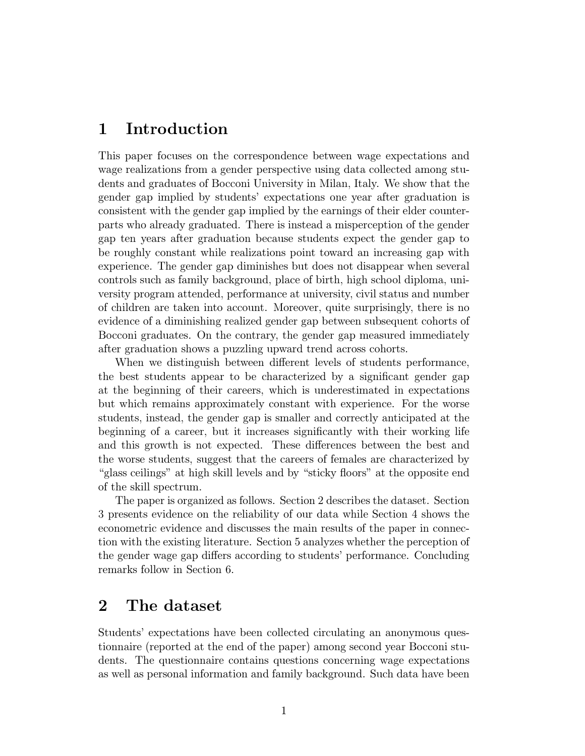# 1 Introduction

This paper focuses on the correspondence between wage expectations and wage realizations from a gender perspective using data collected among students and graduates of Bocconi University in Milan, Italy. We show that the gender gap implied by students' expectations one year after graduation is consistent with the gender gap implied by the earnings of their elder counterparts who already graduated. There is instead a misperception of the gender gap ten years after graduation because students expect the gender gap to be roughly constant while realizations point toward an increasing gap with experience. The gender gap diminishes but does not disappear when several controls such as family background, place of birth, high school diploma, university program attended, performance at university, civil status and number of children are taken into account. Moreover, quite surprisingly, there is no evidence of a diminishing realized gender gap between subsequent cohorts of Bocconi graduates. On the contrary, the gender gap measured immediately after graduation shows a puzzling upward trend across cohorts.

When we distinguish between different levels of students performance, the best students appear to be characterized by a significant gender gap at the beginning of their careers, which is underestimated in expectations but which remains approximately constant with experience. For the worse students, instead, the gender gap is smaller and correctly anticipated at the beginning of a career, but it increases significantly with their working life and this growth is not expected. These differences between the best and the worse students, suggest that the careers of females are characterized by "glass ceilings" at high skill levels and by "sticky floors" at the opposite end of the skill spectrum.

The paper is organized as follows. Section 2 describes the dataset. Section 3 presents evidence on the reliability of our data while Section 4 shows the econometric evidence and discusses the main results of the paper in connection with the existing literature. Section 5 analyzes whether the perception of the gender wage gap differs according to students' performance. Concluding remarks follow in Section 6.

# 2 The dataset

Students' expectations have been collected circulating an anonymous questionnaire (reported at the end of the paper) among second year Bocconi students. The questionnaire contains questions concerning wage expectations as well as personal information and family background. Such data have been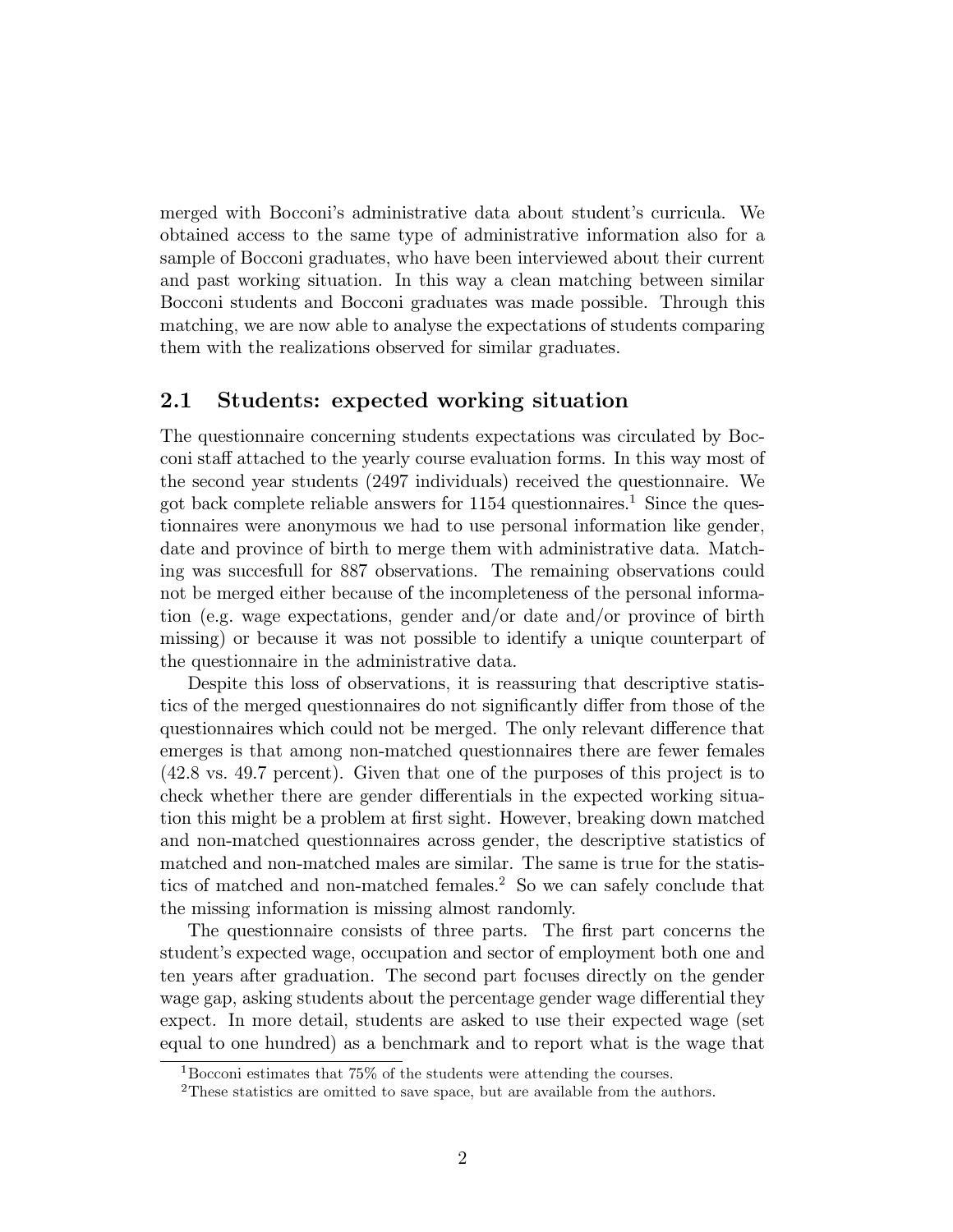merged with Bocconi's administrative data about student's curricula. We obtained access to the same type of administrative information also for a sample of Bocconi graduates, who have been interviewed about their current and past working situation. In this way a clean matching between similar Bocconi students and Bocconi graduates was made possible. Through this matching, we are now able to analyse the expectations of students comparing them with the realizations observed for similar graduates.

## 2.1 Students: expected working situation

The questionnaire concerning students expectations was circulated by Bocconi staff attached to the yearly course evaluation forms. In this way most of the second year students (2497 individuals) received the questionnaire. We got back complete reliable answers for 1154 questionnaires.[1] Since the questionnaires were anonymous we had to use personal information like gender, date and province of birth to merge them with administrative data. Matching was succesfull for 887 observations. The remaining observations could not be merged either because of the incompleteness of the personal information (e.g. wage expectations, gender and/or date and/or province of birth missing) or because it was not possible to identify a unique counterpart of the questionnaire in the administrative data.

Despite this loss of observations, it is reassuring that descriptive statistics of the merged questionnaires do not significantly differ from those of the questionnaires which could not be merged. The only relevant difference that emerges is that among non-matched questionnaires there are fewer females (42.8 vs. 49.7 percent). Given that one of the purposes of this project is to check whether there are gender differentials in the expected working situation this might be a problem at first sight. However, breaking down matched and non-matched questionnaires across gender, the descriptive statistics of matched and non-matched males are similar. The same is true for the statistics of matched and non-matched females.[2] So we can safely conclude that the missing information is missing almost randomly.

The questionnaire consists of three parts. The first part concerns the student's expected wage, occupation and sector of employment both one and ten years after graduation. The second part focuses directly on the gender wage gap, asking students about the percentage gender wage differential they expect. In more detail, students are asked to use their expected wage (set equal to one hundred) as a benchmark and to report what is the wage that

[1] Bocconi estimates that 75% of the students were attending the courses.

[2] These statistics are omitted to save space, but are available from the authors.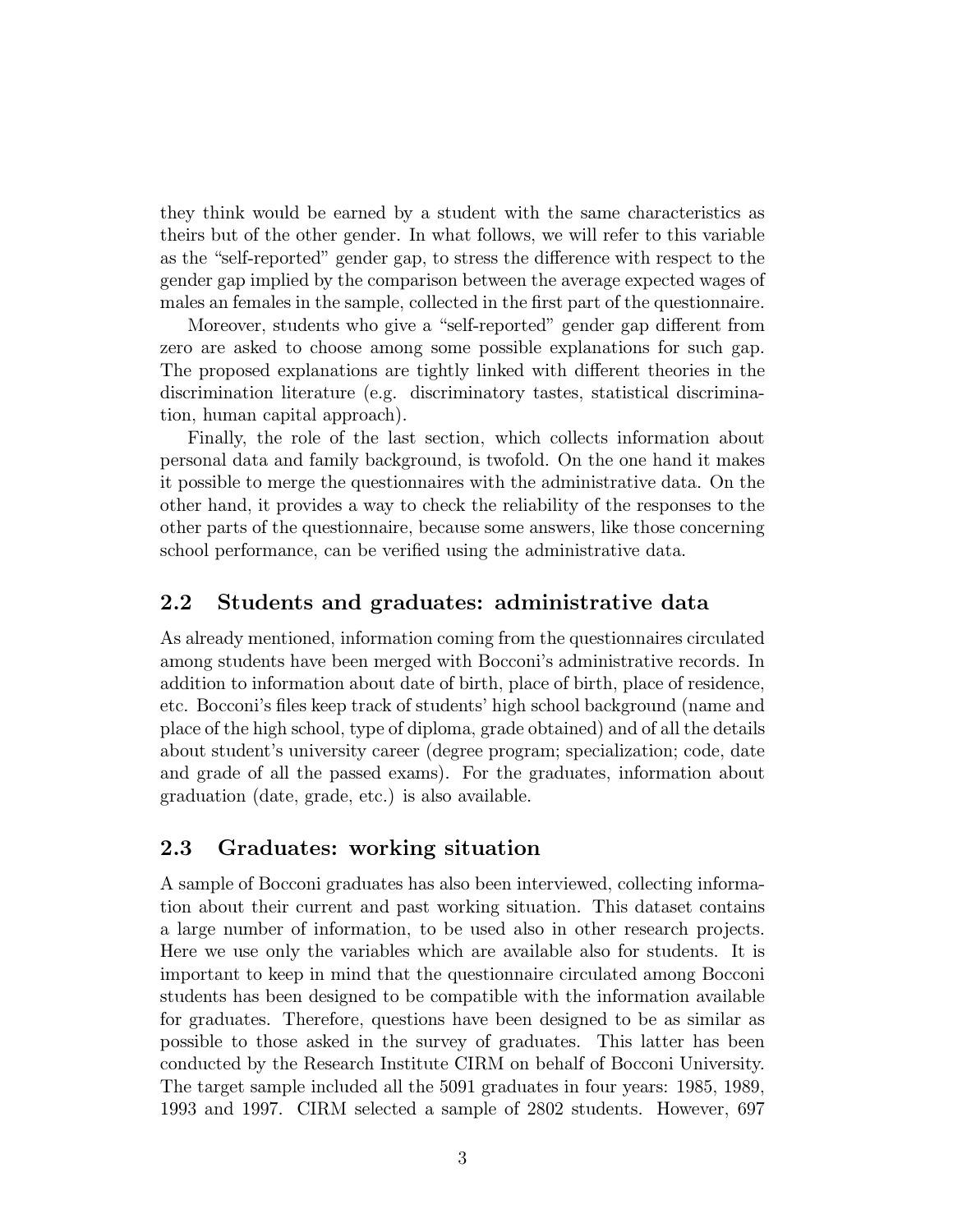they think would be earned by a student with the same characteristics as theirs but of the other gender. In what follows, we will refer to this variable as the "self-reported" gender gap, to stress the difference with respect to the gender gap implied by the comparison between the average expected wages of males an females in the sample, collected in the first part of the questionnaire.

Moreover, students who give a "self-reported" gender gap different from zero are asked to choose among some possible explanations for such gap. The proposed explanations are tightly linked with different theories in the discrimination literature (e.g. discriminatory tastes, statistical discrimination, human capital approach).

Finally, the role of the last section, which collects information about personal data and family background, is twofold. On the one hand it makes it possible to merge the questionnaires with the administrative data. On the other hand, it provides a way to check the reliability of the responses to the other parts of the questionnaire, because some answers, like those concerning school performance, can be verified using the administrative data.

## 2.2 Students and graduates: administrative data

As already mentioned, information coming from the questionnaires circulated among students have been merged with Bocconi's administrative records. In addition to information about date of birth, place of birth, place of residence, etc. Bocconi's files keep track of students' high school background (name and place of the high school, type of diploma, grade obtained) and of all the details about student's university career (degree program; specialization; code, date and grade of all the passed exams). For the graduates, information about graduation (date, grade, etc.) is also available.

## 2.3 Graduates: working situation

A sample of Bocconi graduates has also been interviewed, collecting information about their current and past working situation. This dataset contains a large number of information, to be used also in other research projects. Here we use only the variables which are available also for students. It is important to keep in mind that the questionnaire circulated among Bocconi students has been designed to be compatible with the information available for graduates. Therefore, questions have been designed to be as similar as possible to those asked in the survey of graduates. This latter has been conducted by the Research Institute CIRM on behalf of Bocconi University. The target sample included all the 5091 graduates in four years: 1985, 1989, 1993 and 1997. CIRM selected a sample of 2802 students. However, 697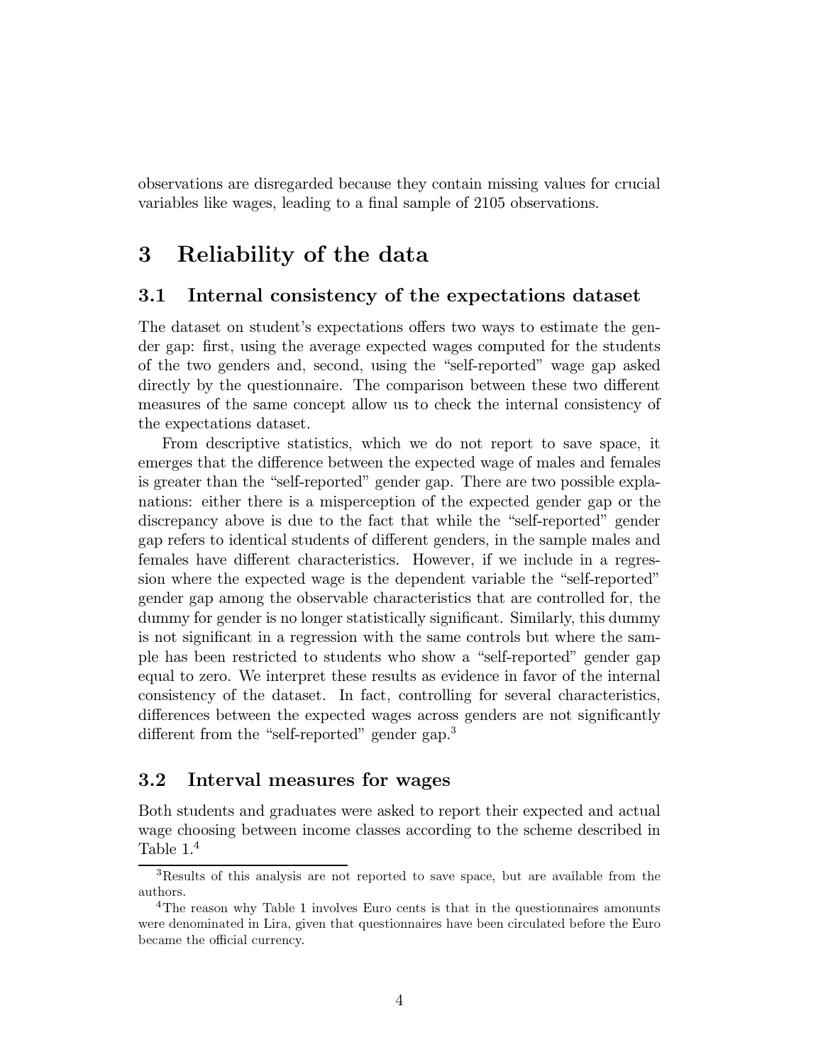observations are disregarded because they contain missing values for crucial variables like wages, leading to a final sample of 2105 observations.

# 3 Reliability of the data

## 3.1 Internal consistency of the expectations dataset

The dataset on student's expectations offers two ways to estimate the gender gap: first, using the average expected wages computed for the students of the two genders and, second, using the "self-reported" wage gap asked directly by the questionnaire. The comparison between these two different measures of the same concept allow us to check the internal consistency of the expectations dataset.

From descriptive statistics, which we do not report to save space, it emerges that the difference between the expected wage of males and females is greater than the "self-reported" gender gap. There are two possible explanations: either there is a misperception of the expected gender gap or the discrepancy above is due to the fact that while the "self-reported" gender gap refers to identical students of different genders, in the sample males and females have different characteristics. However, if we include in a regression where the expected wage is the dependent variable the "self-reported" gender gap among the observable characteristics that are controlled for, the dummy for gender is no longer statistically significant. Similarly, this dummy is not significant in a regression with the same controls but where the sample has been restricted to students who show a "self-reported" gender gap equal to zero. We interpret these results as evidence in favor of the internal consistency of the dataset. In fact, controlling for several characteristics, differences between the expected wages across genders are not significantly different from the "self-reported" gender gap.[3]

## 3.2 Interval measures for wages

Both students and graduates were asked to report their expected and actual wage choosing between income classes according to the scheme described in Table 1.[4]

[3] Results of this analysis are not reported to save space, but are available from the authors.

[4] The reason why Table 1 involves Euro cents is that in the questionnaires amonunts were denominated in Lira, given that questionnaires have been circulated before the Euro became the official currency.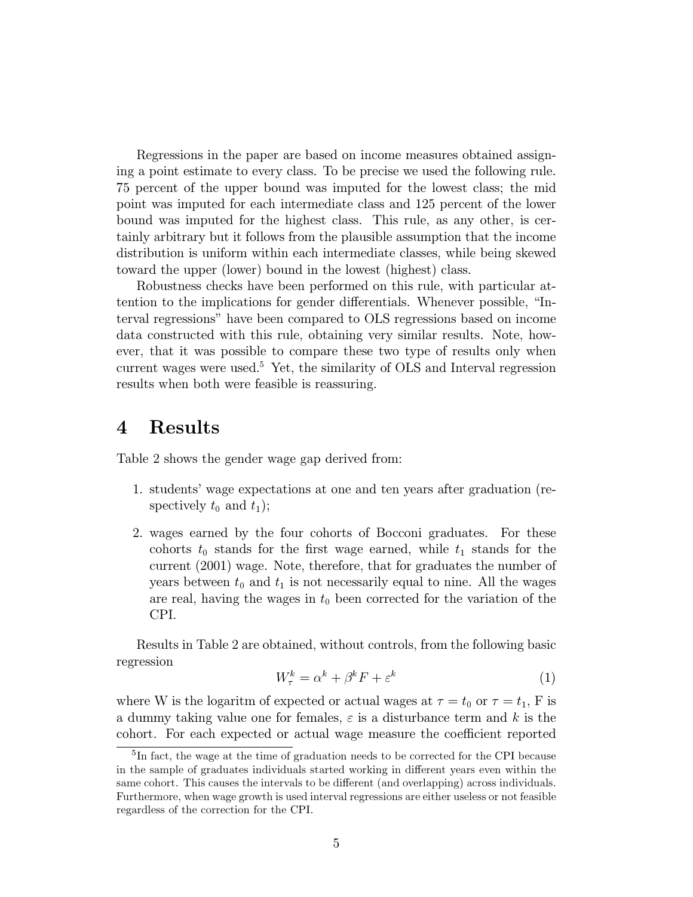Regressions in the paper are based on income measures obtained assigning a point estimate to every class. To be precise we used the following rule. 75 percent of the upper bound was imputed for the lowest class; the mid point was imputed for each intermediate class and 125 percent of the lower bound was imputed for the highest class. This rule, as any other, is certainly arbitrary but it follows from the plausible assumption that the income distribution is uniform within each intermediate classes, while being skewed toward the upper (lower) bound in the lowest (highest) class.

Robustness checks have been performed on this rule, with particular attention to the implications for gender differentials. Whenever possible, "Interval regressions" have been compared to OLS regressions based on income data constructed with this rule, obtaining very similar results. Note, however, that it was possible to compare these two type of results only when current wages were used.[5] Yet, the similarity of OLS and Interval regression results when both were feasible is reassuring.

# 4 Results

Table 2 shows the gender wage gap derived from:

1. students' wage expectations at one and ten years after graduation (respectively $t_0$ and $t_1$);
2. wages earned by the four cohorts of Bocconi graduates. For these cohorts $t_0$ stands for the first wage earned, while $t_1$ stands for the current (2001) wage. Note, therefore, that for graduates the number of years between $t_0$ and $t_1$ is not necessarily equal to nine. All the wages are real, having the wages in $t_0$ been corrected for the variation of the CPI.

Results in Table 2 are obtained, without controls, from the following basic regression

$$W_{\tau}^{k} = \alpha^{k} + \beta^{k} F + \varepsilon^{k} \tag{1}$$

where W is the logaritm of expected or actual wages at $\tau = t_0$ or $\tau = t_1$, F is a dummy taking value one for females, $\varepsilon$ is a disturbance term and $k$ is the cohort. For each expected or actual wage measure the coefficient reported

[5] In fact, the wage at the time of graduation needs to be corrected for the CPI because in the sample of graduates individuals started working in different years even within the same cohort. This causes the intervals to be different (and overlapping) across individuals. Furthermore, when wage growth is used interval regressions are either useless or not feasible regardless of the correction for the CPI.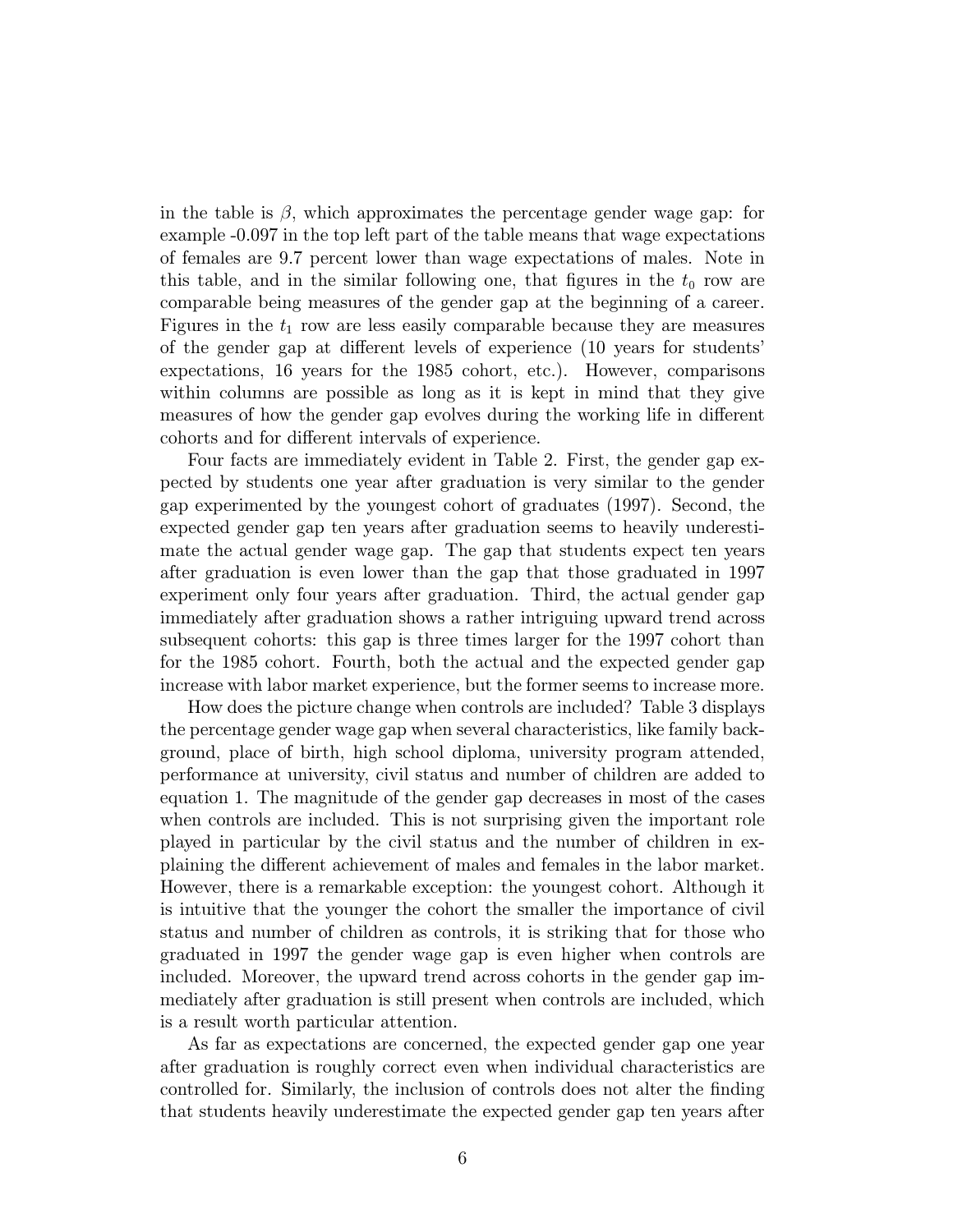in the table is $\beta$, which approximates the percentage gender wage gap: for example -0.097 in the top left part of the table means that wage expectations of females are 9.7 percent lower than wage expectations of males. Note in this table, and in the similar following one, that figures in the $t_0$ row are comparable being measures of the gender gap at the beginning of a career. Figures in the $t_1$ row are less easily comparable because they are measures of the gender gap at different levels of experience (10 years for students' expectations, 16 years for the 1985 cohort, etc.). However, comparisons within columns are possible as long as it is kept in mind that they give measures of how the gender gap evolves during the working life in different cohorts and for different intervals of experience.

Four facts are immediately evident in Table 2. First, the gender gap expected by students one year after graduation is very similar to the gender gap experimented by the youngest cohort of graduates (1997). Second, the expected gender gap ten years after graduation seems to heavily underestimate the actual gender wage gap. The gap that students expect ten years after graduation is even lower than the gap that those graduated in 1997 experiment only four years after graduation. Third, the actual gender gap immediately after graduation shows a rather intriguing upward trend across subsequent cohorts: this gap is three times larger for the 1997 cohort than for the 1985 cohort. Fourth, both the actual and the expected gender gap increase with labor market experience, but the former seems to increase more.

How does the picture change when controls are included? Table 3 displays the percentage gender wage gap when several characteristics, like family background, place of birth, high school diploma, university program attended, performance at university, civil status and number of children are added to equation 1. The magnitude of the gender gap decreases in most of the cases when controls are included. This is not surprising given the important role played in particular by the civil status and the number of children in explaining the different achievement of males and females in the labor market. However, there is a remarkable exception: the youngest cohort. Although it is intuitive that the younger the cohort the smaller the importance of civil status and number of children as controls, it is striking that for those who graduated in 1997 the gender wage gap is even higher when controls are included. Moreover, the upward trend across cohorts in the gender gap immediately after graduation is still present when controls are included, which is a result worth particular attention.

As far as expectations are concerned, the expected gender gap one year after graduation is roughly correct even when individual characteristics are controlled for. Similarly, the inclusion of controls does not alter the finding that students heavily underestimate the expected gender gap ten years after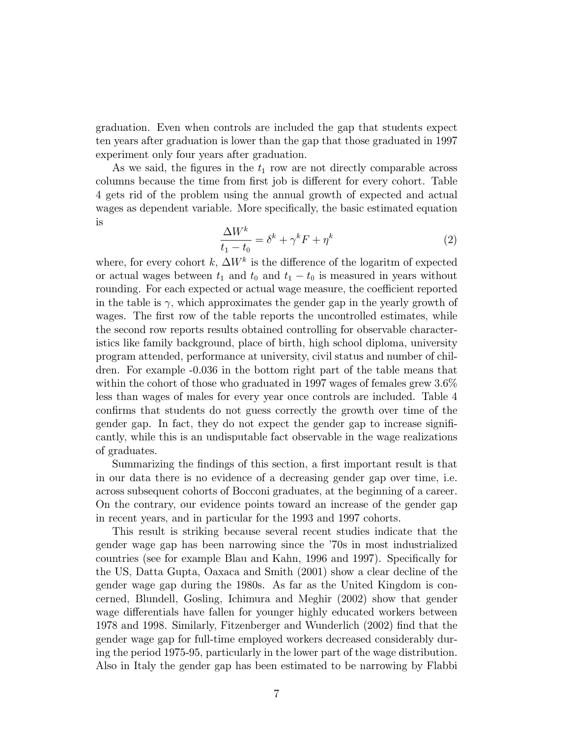graduation. Even when controls are included the gap that students expect ten years after graduation is lower than the gap that those graduated in 1997 experiment only four years after graduation.

As we said, the figures in the $t_1$ row are not directly comparable across columns because the time from first job is different for every cohort. Table 4 gets rid of the problem using the annual growth of expected and actual wages as dependent variable. More specifically, the basic estimated equation is

$$\frac{\Delta W^k}{t_1 - t_0} = \delta^k + \gamma^k F + \eta^k \tag{2}$$

where, for every cohort $k$, $\Delta W^k$ is the difference of the logaritm of expected or actual wages between $t_1$ and $t_0$ and $t_1 - t_0$ is measured in years without rounding. For each expected or actual wage measure, the coefficient reported in the table is $\gamma$, which approximates the gender gap in the yearly growth of wages. The first row of the table reports the uncontrolled estimates, while the second row reports results obtained controlling for observable characteristics like family background, place of birth, high school diploma, university program attended, performance at university, civil status and number of children. For example -0.036 in the bottom right part of the table means that within the cohort of those who graduated in 1997 wages of females grew 3.6% less than wages of males for every year once controls are included. Table 4 confirms that students do not guess correctly the growth over time of the gender gap. In fact, they do not expect the gender gap to increase significantly, while this is an undisputable fact observable in the wage realizations of graduates.

Summarizing the findings of this section, a first important result is that in our data there is no evidence of a decreasing gender gap over time, i.e. across subsequent cohorts of Bocconi graduates, at the beginning of a career. On the contrary, our evidence points toward an increase of the gender gap in recent years, and in particular for the 1993 and 1997 cohorts.

This result is striking because several recent studies indicate that the gender wage gap has been narrowing since the '70s in most industrialized countries (see for example Blau and Kahn, 1996 and 1997). Specifically for the US, Datta Gupta, Oaxaca and Smith (2001) show a clear decline of the gender wage gap during the 1980s. As far as the United Kingdom is concerned, Blundell, Gosling, Ichimura and Meghir (2002) show that gender wage differentials have fallen for younger highly educated workers between 1978 and 1998. Similarly, Fitzenberger and Wunderlich (2002) find that the gender wage gap for full-time employed workers decreased considerably during the period 1975-95, particularly in the lower part of the wage distribution. Also in Italy the gender gap has been estimated to be narrowing by Flabbi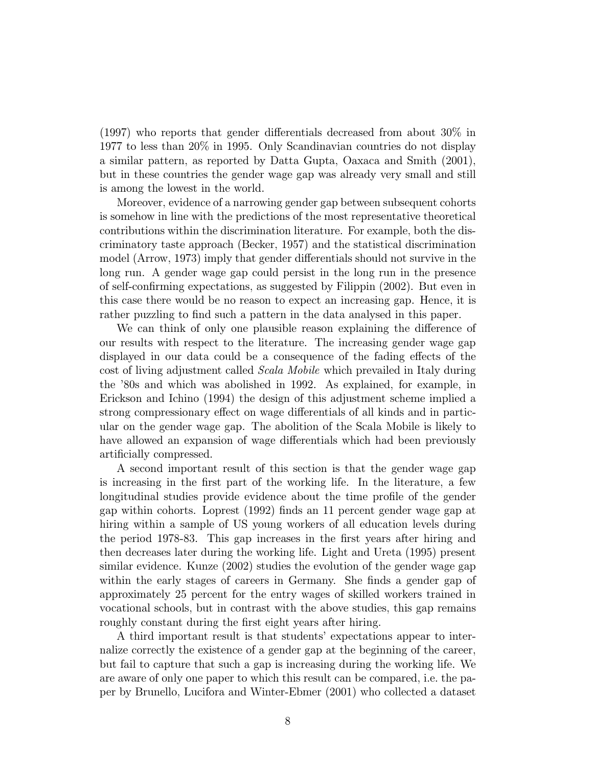(1997) who reports that gender differentials decreased from about 30% in 1977 to less than 20% in 1995. Only Scandinavian countries do not display a similar pattern, as reported by Datta Gupta, Oaxaca and Smith (2001), but in these countries the gender wage gap was already very small and still is among the lowest in the world.

Moreover, evidence of a narrowing gender gap between subsequent cohorts is somehow in line with the predictions of the most representative theoretical contributions within the discrimination literature. For example, both the discriminatory taste approach (Becker, 1957) and the statistical discrimination model (Arrow, 1973) imply that gender differentials should not survive in the long run. A gender wage gap could persist in the long run in the presence of self-confirming expectations, as suggested by Filippin (2002). But even in this case there would be no reason to expect an increasing gap. Hence, it is rather puzzling to find such a pattern in the data analysed in this paper.

We can think of only one plausible reason explaining the difference of our results with respect to the literature. The increasing gender wage gap displayed in our data could be a consequence of the fading effects of the cost of living adjustment called *Scala Mobile* which prevailed in Italy during the '80s and which was abolished in 1992. As explained, for example, in Erickson and Ichino (1994) the design of this adjustment scheme implied a strong compressionary effect on wage differentials of all kinds and in particular on the gender wage gap. The abolition of the Scala Mobile is likely to have allowed an expansion of wage differentials which had been previously artificially compressed.

A second important result of this section is that the gender wage gap is increasing in the first part of the working life. In the literature, a few longitudinal studies provide evidence about the time profile of the gender gap within cohorts. Loprest (1992) finds an 11 percent gender wage gap at hiring within a sample of US young workers of all education levels during the period 1978-83. This gap increases in the first years after hiring and then decreases later during the working life. Light and Ureta (1995) present similar evidence. Kunze (2002) studies the evolution of the gender wage gap within the early stages of careers in Germany. She finds a gender gap of approximately 25 percent for the entry wages of skilled workers trained in vocational schools, but in contrast with the above studies, this gap remains roughly constant during the first eight years after hiring.

A third important result is that students' expectations appear to internalize correctly the existence of a gender gap at the beginning of the career, but fail to capture that such a gap is increasing during the working life. We are aware of only one paper to which this result can be compared, i.e. the paper by Brunello, Lucifora and Winter-Ebmer (2001) who collected a dataset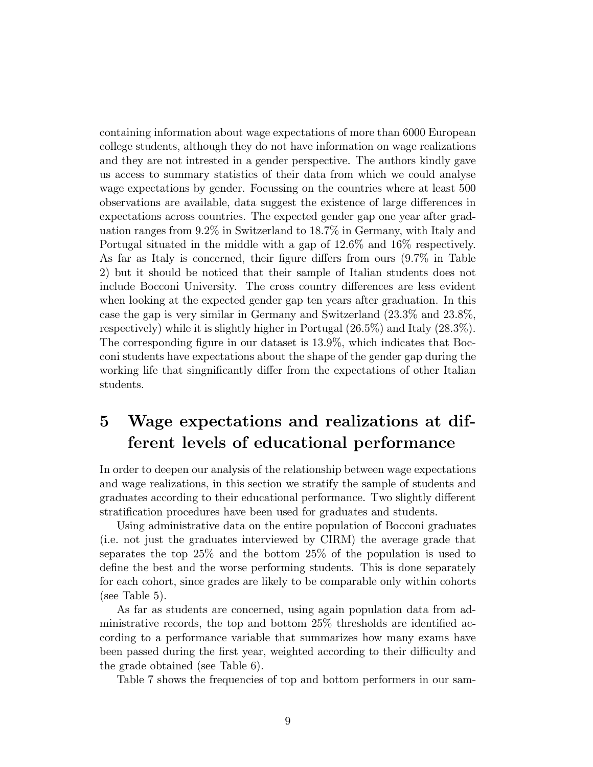containing information about wage expectations of more than 6000 European college students, although they do not have information on wage realizations and they are not intrested in a gender perspective. The authors kindly gave us access to summary statistics of their data from which we could analyse wage expectations by gender. Focussing on the countries where at least 500 observations are available, data suggest the existence of large differences in expectations across countries. The expected gender gap one year after graduation ranges from 9.2% in Switzerland to 18.7% in Germany, with Italy and Portugal situated in the middle with a gap of 12.6% and 16% respectively. As far as Italy is concerned, their figure differs from ours (9.7% in Table 2) but it should be noticed that their sample of Italian students does not include Bocconi University. The cross country differences are less evident when looking at the expected gender gap ten years after graduation. In this case the gap is very similar in Germany and Switzerland (23.3% and 23.8%, respectively) while it is slightly higher in Portugal (26.5%) and Italy (28.3%). The corresponding figure in our dataset is 13.9%, which indicates that Bocconi students have expectations about the shape of the gender gap during the working life that singnificantly differ from the expectations of other Italian students.

## 5 Wage expectations and realizations at different levels of educational performance

In order to deepen our analysis of the relationship between wage expectations and wage realizations, in this section we stratify the sample of students and graduates according to their educational performance. Two slightly different stratification procedures have been used for graduates and students.

Using administrative data on the entire population of Bocconi graduates (i.e. not just the graduates interviewed by CIRM) the average grade that separates the top 25% and the bottom 25% of the population is used to define the best and the worse performing students. This is done separately for each cohort, since grades are likely to be comparable only within cohorts (see Table 5).

As far as students are concerned, using again population data from administrative records, the top and bottom 25% thresholds are identified according to a performance variable that summarizes how many exams have been passed during the first year, weighted according to their difficulty and the grade obtained (see Table 6).

Table 7 shows the frequencies of top and bottom performers in our sam-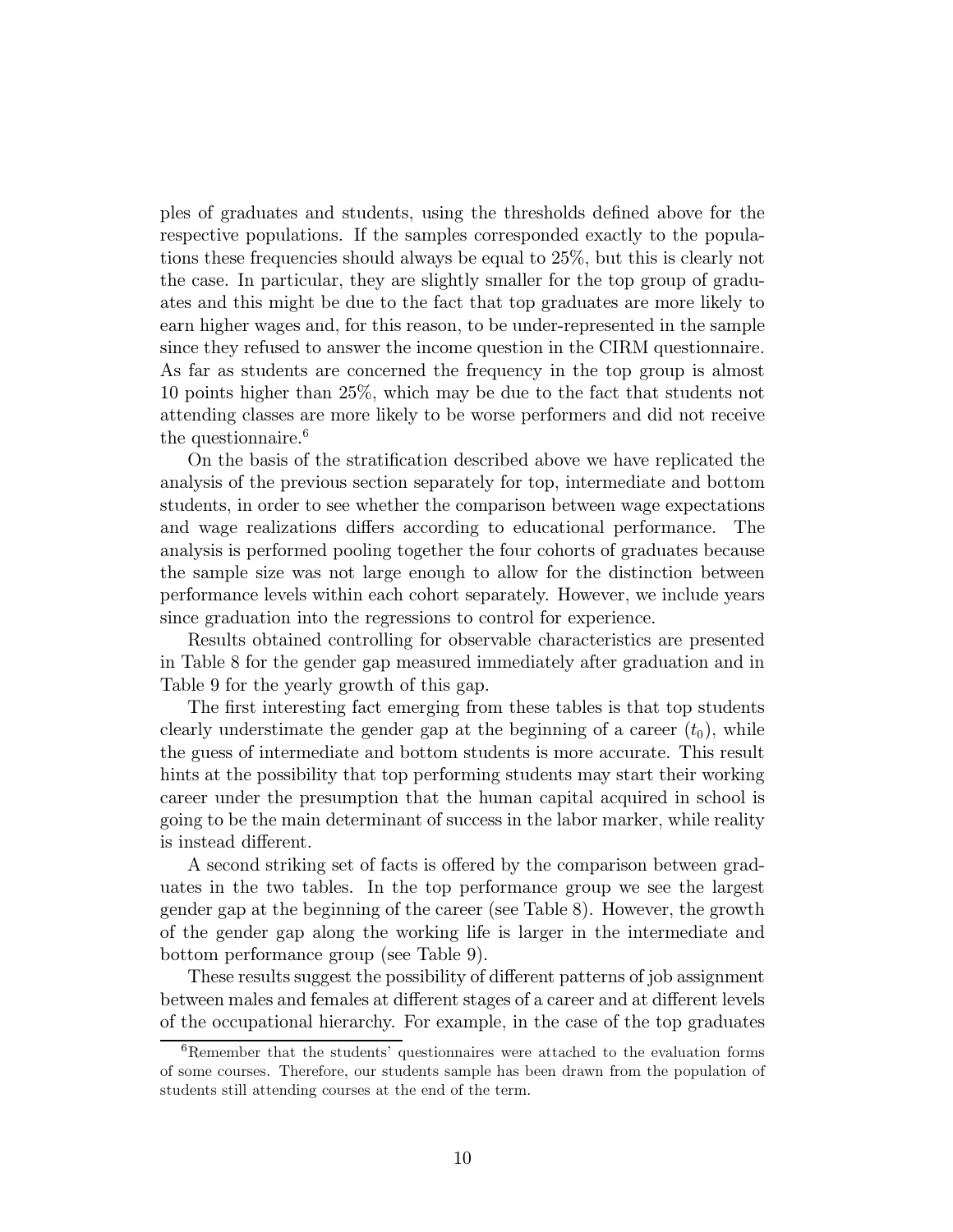ples of graduates and students, using the thresholds defined above for the respective populations. If the samples corresponded exactly to the populations these frequencies should always be equal to 25%, but this is clearly not the case. In particular, they are slightly smaller for the top group of graduates and this might be due to the fact that top graduates are more likely to earn higher wages and, for this reason, to be under-represented in the sample since they refused to answer the income question in the CIRM questionnaire. As far as students are concerned the frequency in the top group is almost 10 points higher than 25%, which may be due to the fact that students not attending classes are more likely to be worse performers and did not receive the questionnaire.[6]

On the basis of the stratification described above we have replicated the analysis of the previous section separately for top, intermediate and bottom students, in order to see whether the comparison between wage expectations and wage realizations differs according to educational performance. The analysis is performed pooling together the four cohorts of graduates because the sample size was not large enough to allow for the distinction between performance levels within each cohort separately. However, we include years since graduation into the regressions to control for experience.

Results obtained controlling for observable characteristics are presented in Table 8 for the gender gap measured immediately after graduation and in Table 9 for the yearly growth of this gap.

The first interesting fact emerging from these tables is that top students clearly underestimate the gender gap at the beginning of a career ($t_0$), while the guess of intermediate and bottom students is more accurate. This result hints at the possibility that top performing students may start their working career under the presumption that the human capital acquired in school is going to be the main determinant of success in the labor marker, while reality is instead different.

A second striking set of facts is offered by the comparison between graduates in the two tables. In the top performance group we see the largest gender gap at the beginning of the career (see Table 8). However, the growth of the gender gap along the working life is larger in the intermediate and bottom performance group (see Table 9).

These results suggest the possibility of different patterns of job assignment between males and females at different stages of a career and at different levels of the occupational hierarchy. For example, in the case of the top graduates

[6] Remember that the students' questionnaires were attached to the evaluation forms of some courses. Therefore, our students sample has been drawn from the population of students still attending courses at the end of the term.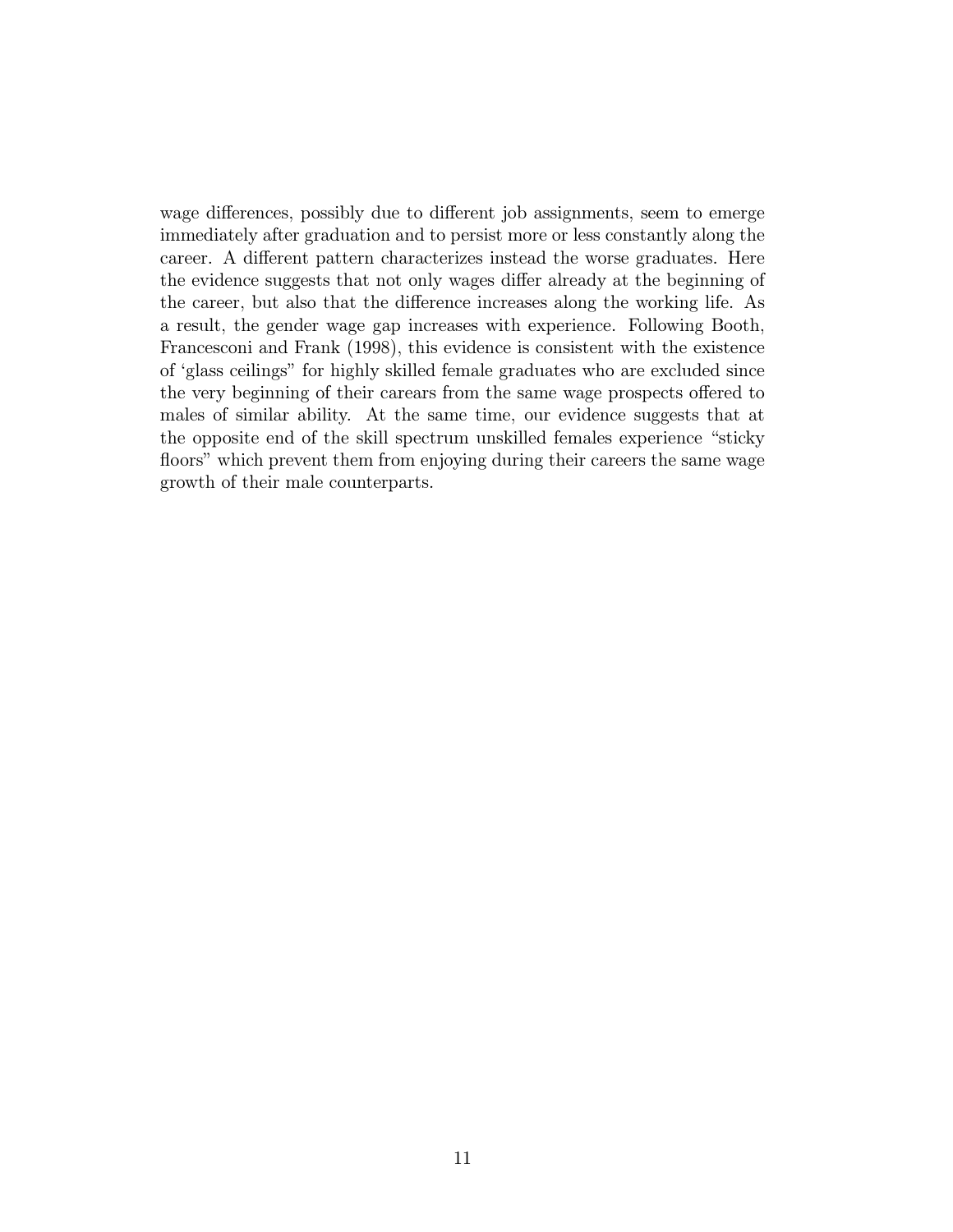wage differences, possibly due to different job assignments, seem to emerge immediately after graduation and to persist more or less constantly along the career. A different pattern characterizes instead the worse graduates. Here the evidence suggests that not only wages differ already at the beginning of the career, but also that the difference increases along the working life. As a result, the gender wage gap increases with experience. Following Booth, Francesconi and Frank (1998), this evidence is consistent with the existence of 'glass ceilings" for highly skilled female graduates who are excluded since the very beginning of their carears from the same wage prospects offered to males of similar ability. At the same time, our evidence suggests that at the opposite end of the skill spectrum unskilled females experience "sticky floors" which prevent them from enjoying during their careers the same wage growth of their male counterparts.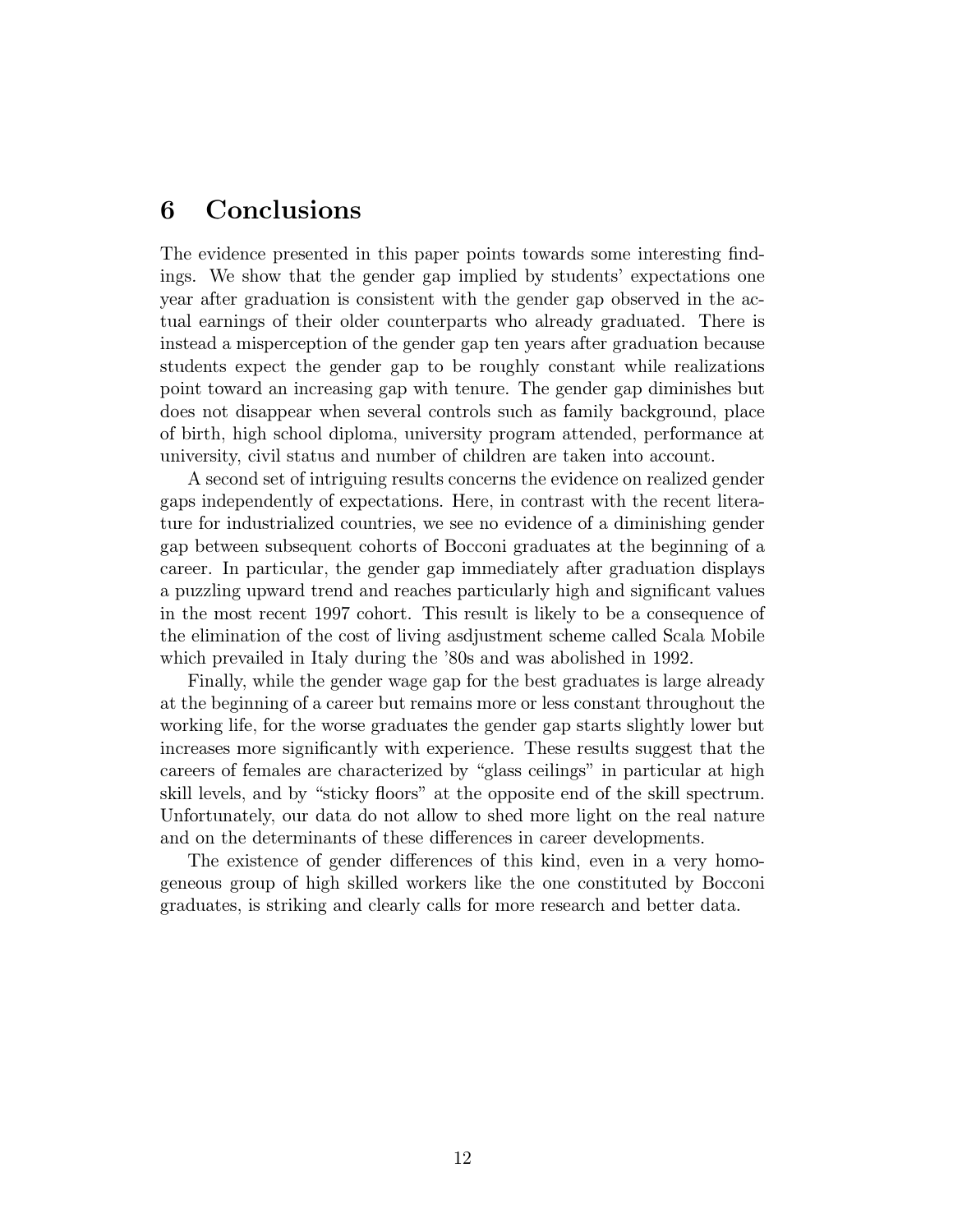## 6 Conclusions

The evidence presented in this paper points towards some interesting findings. We show that the gender gap implied by students' expectations one year after graduation is consistent with the gender gap observed in the actual earnings of their older counterparts who already graduated. There is instead a misperception of the gender gap ten years after graduation because students expect the gender gap to be roughly constant while realizations point toward an increasing gap with tenure. The gender gap diminishes but does not disappear when several controls such as family background, place of birth, high school diploma, university program attended, performance at university, civil status and number of children are taken into account.

A second set of intriguing results concerns the evidence on realized gender gaps independently of expectations. Here, in contrast with the recent literature for industrialized countries, we see no evidence of a diminishing gender gap between subsequent cohorts of Bocconi graduates at the beginning of a career. In particular, the gender gap immediately after graduation displays a puzzling upward trend and reaches particularly high and significant values in the most recent 1997 cohort. This result is likely to be a consequence of the elimination of the cost of living asdjustment scheme called Scala Mobile which prevailed in Italy during the '80s and was abolished in 1992.

Finally, while the gender wage gap for the best graduates is large already at the beginning of a career but remains more or less constant throughout the working life, for the worse graduates the gender gap starts slightly lower but increases more significantly with experience. These results suggest that the careers of females are characterized by "glass ceilings" in particular at high skill levels, and by "sticky floors" at the opposite end of the skill spectrum. Unfortunately, our data do not allow to shed more light on the real nature and on the determinants of these differences in career developments.

The existence of gender differences of this kind, even in a very homogeneous group of high skilled workers like the one constituted by Bocconi graduates, is striking and clearly calls for more research and better data.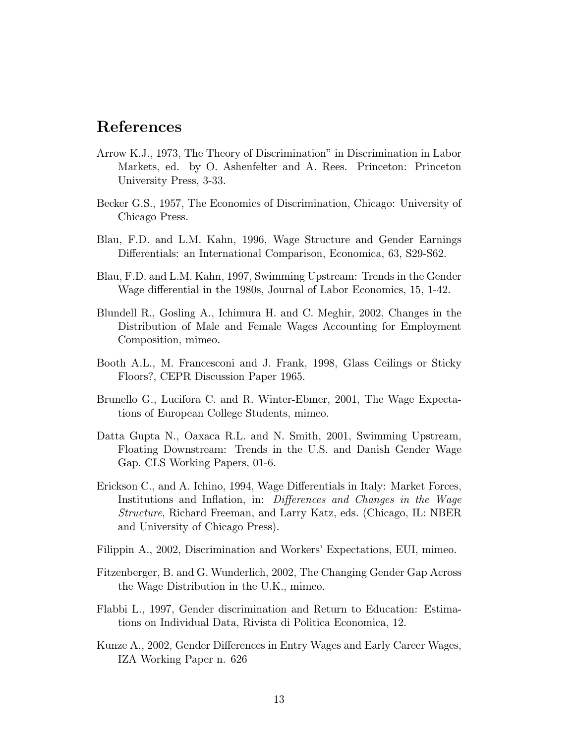# References

Arrow K.J., 1973, The Theory of Discrimination" in Discrimination in Labor Markets, ed. by O. Ashenfelter and A. Rees. Princeton: Princeton University Press, 3-33.

Becker G.S., 1957, The Economics of Discrimination, Chicago: University of Chicago Press.

Blau, F.D. and L.M. Kahn, 1996, Wage Structure and Gender Earnings Differentials: an International Comparison, Economica, 63, S29-S62.

Blau, F.D. and L.M. Kahn, 1997, Swimming Upstream: Trends in the Gender Wage differential in the 1980s, Journal of Labor Economics, 15, 1-42.

Blundell R., Gosling A., Ichimura H. and C. Meghir, 2002, Changes in the Distribution of Male and Female Wages Accounting for Employment Composition, mimeo.

Booth A.L., M. Francesconi and J. Frank, 1998, Glass Ceilings or Sticky Floors?, CEPR Discussion Paper 1965.

Brunello G., Lucifora C. and R. Winter-Ebmer, 2001, The Wage Expectations of European College Students, mimeo.

Datta Gupta N., Oaxaca R.L. and N. Smith, 2001, Swimming Upstream, Floating Downstream: Trends in the U.S. and Danish Gender Wage Gap, CLS Working Papers, 01-6.

Erickson C., and A. Ichino, 1994, Wage Differentials in Italy: Market Forces, Institutions and Inflation, in: *Differences and Changes in the Wage Structure*, Richard Freeman, and Larry Katz, eds. (Chicago, IL: NBER and University of Chicago Press).

Filippin A., 2002, Discrimination and Workers' Expectations, EUI, mimeo.

Fitzenberger, B. and G. Wunderlich, 2002, The Changing Gender Gap Across the Wage Distribution in the U.K., mimeo.

Flabbi L., 1997, Gender discrimination and Return to Education: Estimations on Individual Data, Rivista di Politica Economica, 12.

Kunze A., 2002, Gender Differences in Entry Wages and Early Career Wages, IZA Working Paper n. 626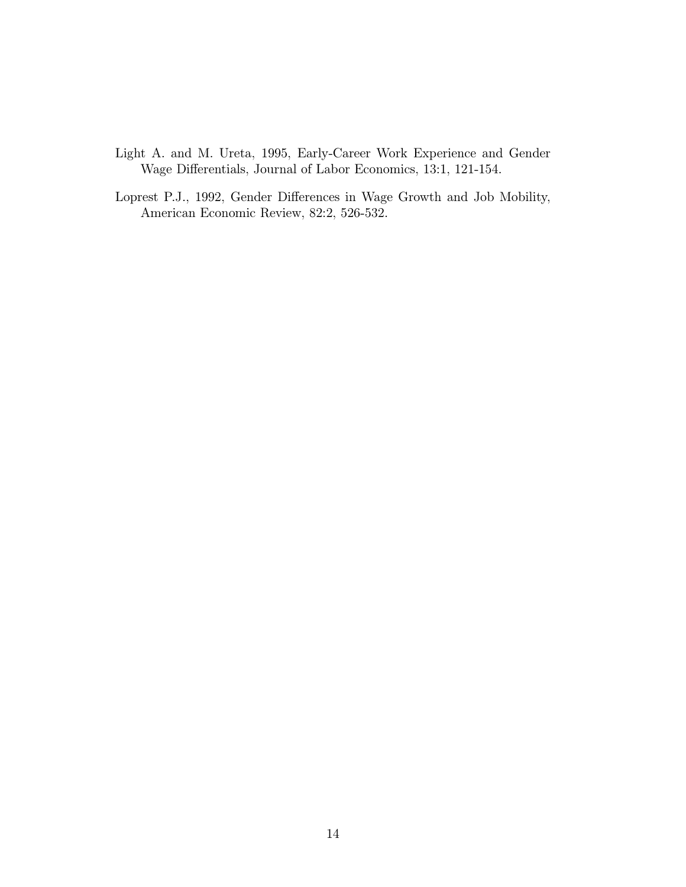Light A. and M. Ureta, 1995, Early-Career Work Experience and Gender Wage Differentials, Journal of Labor Economics, 13:1, 121-154.

Loprest P.J., 1992, Gender Differences in Wage Growth and Job Mobility, American Economic Review, 82:2, 526-532.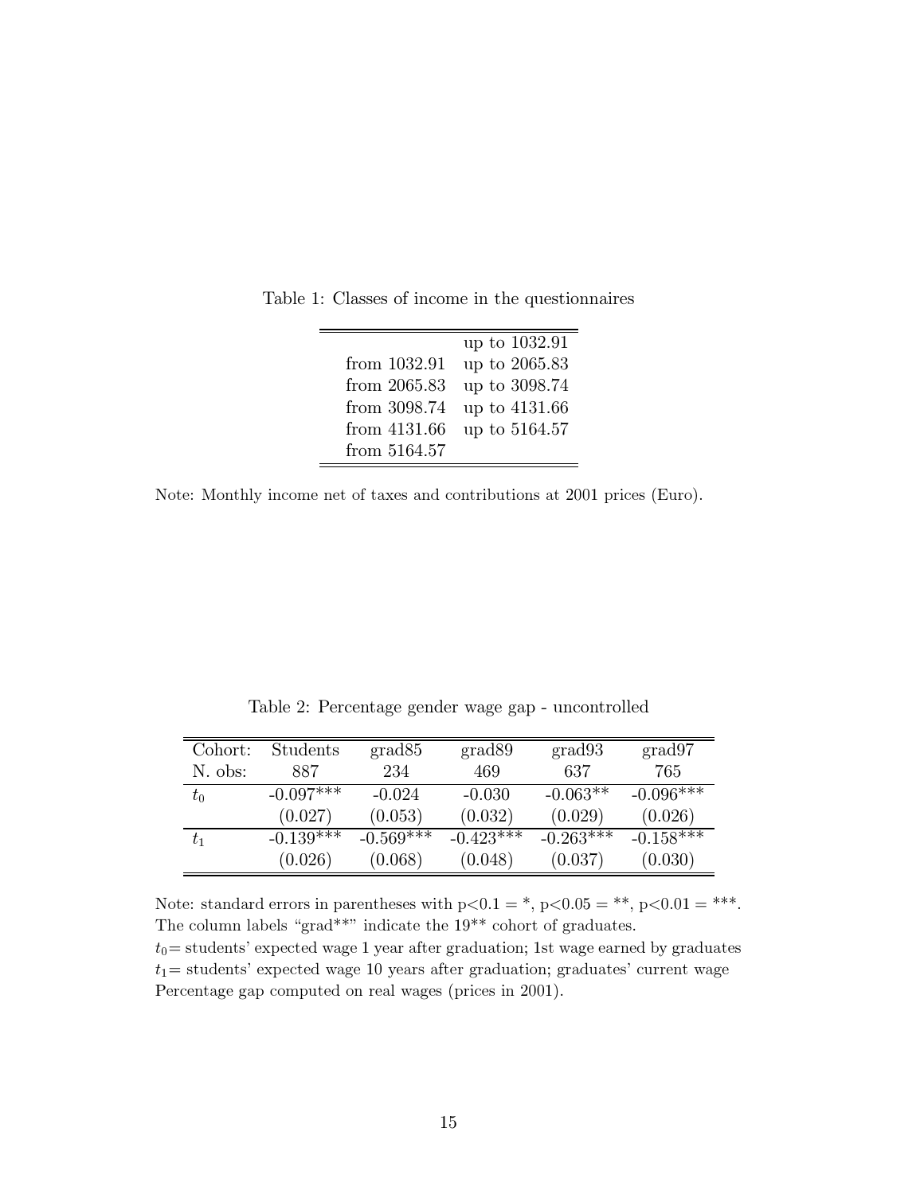Table 1: Classes of income in the questionnaires

| | |
|---|---|
| | up to 1032.91 |
| from 1032.91 | up to 2065.83 |
| from 2065.83 | up to 3098.74 |
| from 3098.74 | up to 4131.66 |
| from 4131.66 | up to 5164.57 |
| from 5164.57 | |

Note: Monthly income net of taxes and contributions at 2001 prices (Euro).

Table 2: Percentage gender wage gap - uncontrolled

| Cohort: | Students | grad85 | grad89 | grad93 | grad97 |
|---|---|---|---|---|---|
| N. obs: | 887 | 234 | 469 | 637 | 765 |
| $t_0$ | -0.097*** | -0.024 | -0.030 | -0.063** | -0.096*** |
| | (0.027) | (0.053) | (0.032) | (0.029) | (0.026) |
| $t_1$ | -0.139*** | -0.569*** | -0.423*** | -0.263*** | -0.158*** |
| | (0.026) | (0.068) | (0.048) | (0.037) | (0.030) |

Note: standard errors in parentheses with p<0.1 = *, p<0.05 = **, p<0.01 = ***.
The column labels "grad**" indicate the 19** cohort of graduates.
$t_0$= students' expected wage 1 year after graduation; 1st wage earned by graduates
$t_1$= students' expected wage 10 years after graduation; graduates' current wage
Percentage gap computed on real wages (prices in 2001).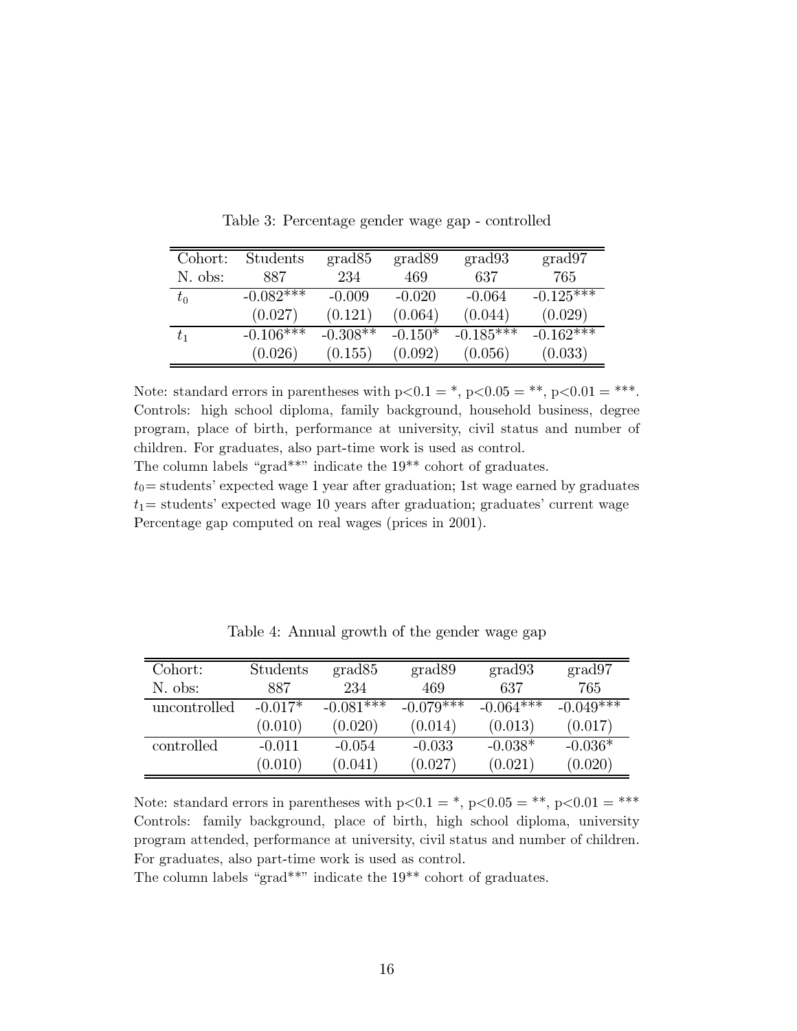Table 3: Percentage gender wage gap - controlled

| Cohort: | Students | grad85 | grad89 | grad93 | grad97 |
|---|---|---|---|---|---|
| N. obs: | 887 | 234 | 469 | 637 | 765 |
| $t_0$ | -0.082*** | -0.009 | -0.020 | -0.064 | -0.125*** |
| | (0.027) | (0.121) | (0.064) | (0.044) | (0.029) |
| $t_1$ | -0.106*** | -0.308** | -0.150* | -0.185*** | -0.162*** |
| | (0.026) | (0.155) | (0.092) | (0.056) | (0.033) |

Note: standard errors in parentheses with p<0.1 = *, p<0.05 = **, p<0.01 = ***.
Controls: high school diploma, family background, household business, degree program, place of birth, performance at university, civil status and number of children. For graduates, also part-time work is used as control.
The column labels "grad**" indicate the 19** cohort of graduates.
$t_0$= students' expected wage 1 year after graduation; 1st wage earned by graduates
$t_1$= students' expected wage 10 years after graduation; graduates' current wage
Percentage gap computed on real wages (prices in 2001).

Table 4: Annual growth of the gender wage gap

| Cohort: | Students | grad85 | grad89 | grad93 | grad97 |
|---|---|---|---|---|---|
| N. obs: | 887 | 234 | 469 | 637 | 765 |
| uncontrolled | -0.017* | -0.081*** | -0.079*** | -0.064*** | -0.049*** |
| | (0.010) | (0.020) | (0.014) | (0.013) | (0.017) |
| controlled | -0.011 | -0.054 | -0.033 | -0.038* | -0.036* |
| | (0.010) | (0.041) | (0.027) | (0.021) | (0.020) |

Note: standard errors in parentheses with p<0.1 = *, p<0.05 = **, p<0.01 = ***
Controls: family background, place of birth, high school diploma, university program attended, performance at university, civil status and number of children. For graduates, also part-time work is used as control.
The column labels "grad**" indicate the 19** cohort of graduates.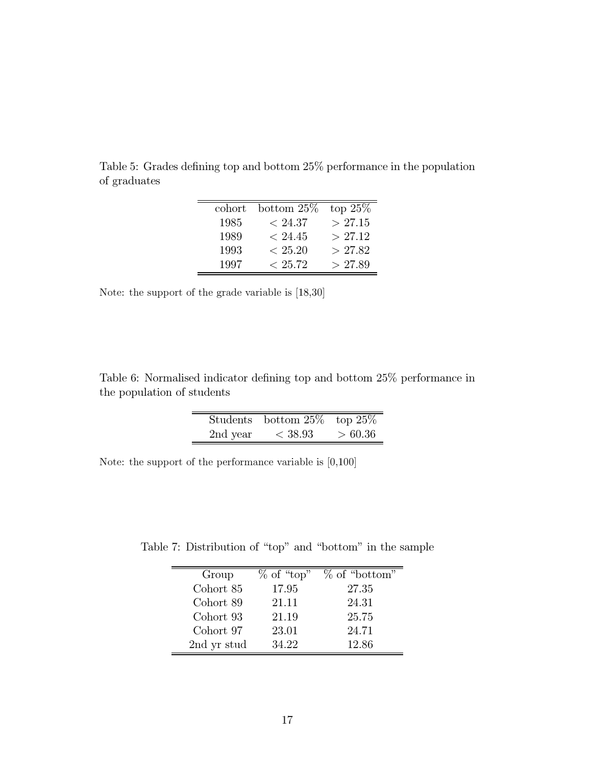Table 5: Grades defining top and bottom 25% performance in the population of graduates

| cohort | bottom 25% | top 25% |
|---|---|---|
| 1985 | $< 24.37$ | $> 27.15$ |
| 1989 | $< 24.45$ | $> 27.12$ |
| 1993 | $< 25.20$ | $> 27.82$ |
| 1997 | $< 25.72$ | $> 27.89$ |

Note: the support of the grade variable is [18,30]

Table 6: Normalised indicator defining top and bottom 25% performance in the population of students

| Students | bottom 25% | top 25% |
|---|---|---|
| 2nd year | $< 38.93$ | $> 60.36$ |

Note: the support of the performance variable is [0,100]

Table 7: Distribution of "top" and "bottom" in the sample

| Group | % of "top" | % of "bottom" |
|---|---|---|
| Cohort 85 | 17.95 | 27.35 |
| Cohort 89 | 21.11 | 24.31 |
| Cohort 93 | 21.19 | 25.75 |
| Cohort 97 | 23.01 | 24.71 |
| 2nd yr stud | 34.22 | 12.86 |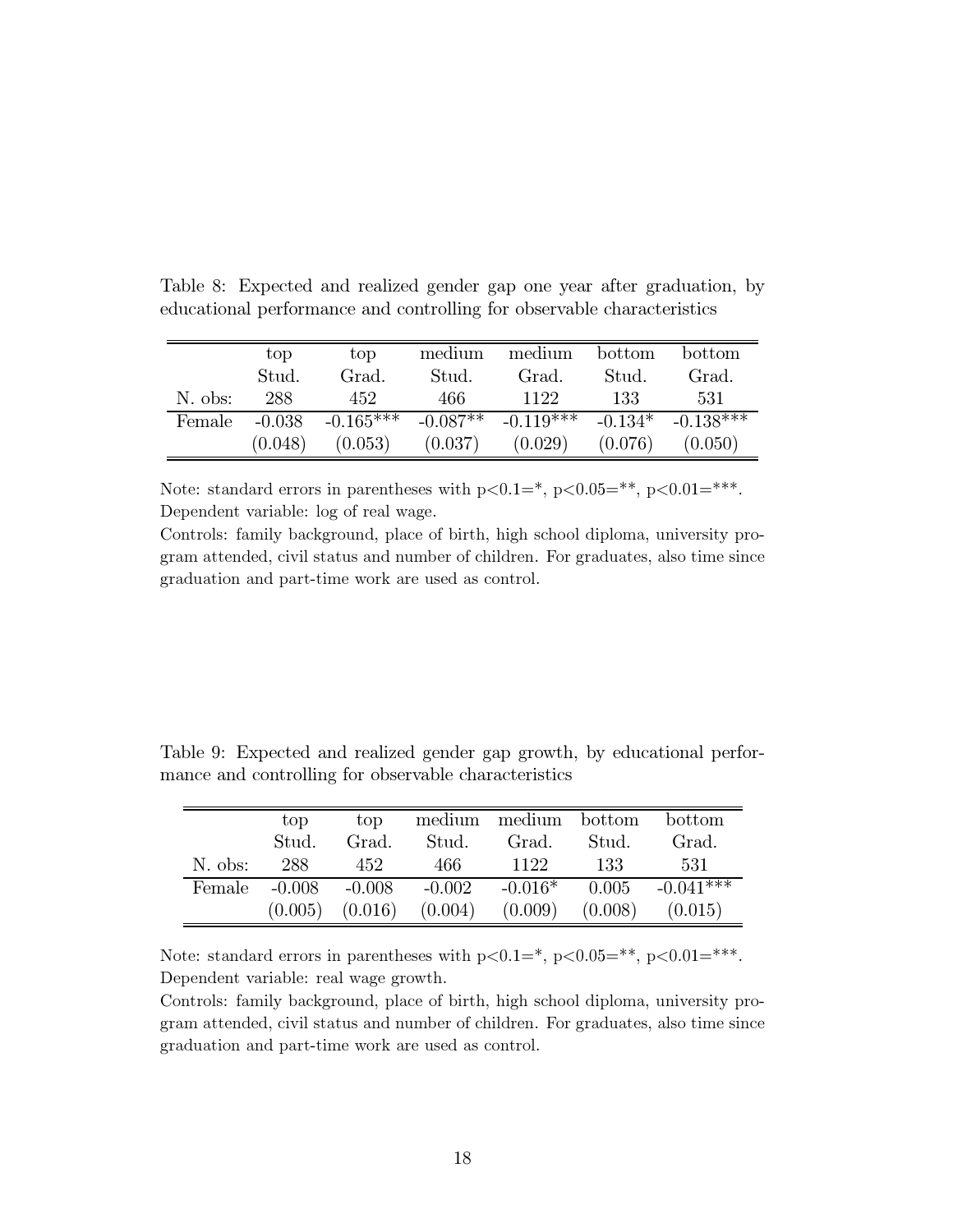Table 8: Expected and realized gender gap one year after graduation, by educational performance and controlling for observable characteristics

| | top | top | medium | medium | bottom | bottom |
|---|---|---|---|---|---|---|
| | Stud. | Grad. | Stud. | Grad. | Stud. | Grad. |
| N. obs: | 288 | 452 | 466 | 1122 | 133 | 531 |
| Female | -0.038 | -0.165*** | -0.087** | -0.119*** | -0.134* | -0.138*** |
| | (0.048) | (0.053) | (0.037) | (0.029) | (0.076) | (0.050) |

Note: standard errors in parentheses with p<0.1=*, p<0.05=**, p<0.01=***.
Dependent variable: log of real wage.
Controls: family background, place of birth, high school diploma, university program attended, civil status and number of children. For graduates, also time since graduation and part-time work are used as control.

Table 9: Expected and realized gender gap growth, by educational performance and controlling for observable characteristics

| | top | top | medium | medium | bottom | bottom |
|---|---|---|---|---|---|---|
| | Stud. | Grad. | Stud. | Grad. | Stud. | Grad. |
| N. obs: | 288 | 452 | 466 | 1122 | 133 | 531 |
| Female | -0.008 | -0.008 | -0.002 | -0.016* | 0.005 | -0.041*** |
| | (0.005) | (0.016) | (0.004) | (0.009) | (0.008) | (0.015) |

Note: standard errors in parentheses with p<0.1=*, p<0.05=**, p<0.01=***.
Dependent variable: real wage growth.
Controls: family background, place of birth, high school diploma, university program attended, civil status and number of children. For graduates, also time since graduation and part-time work are used as control.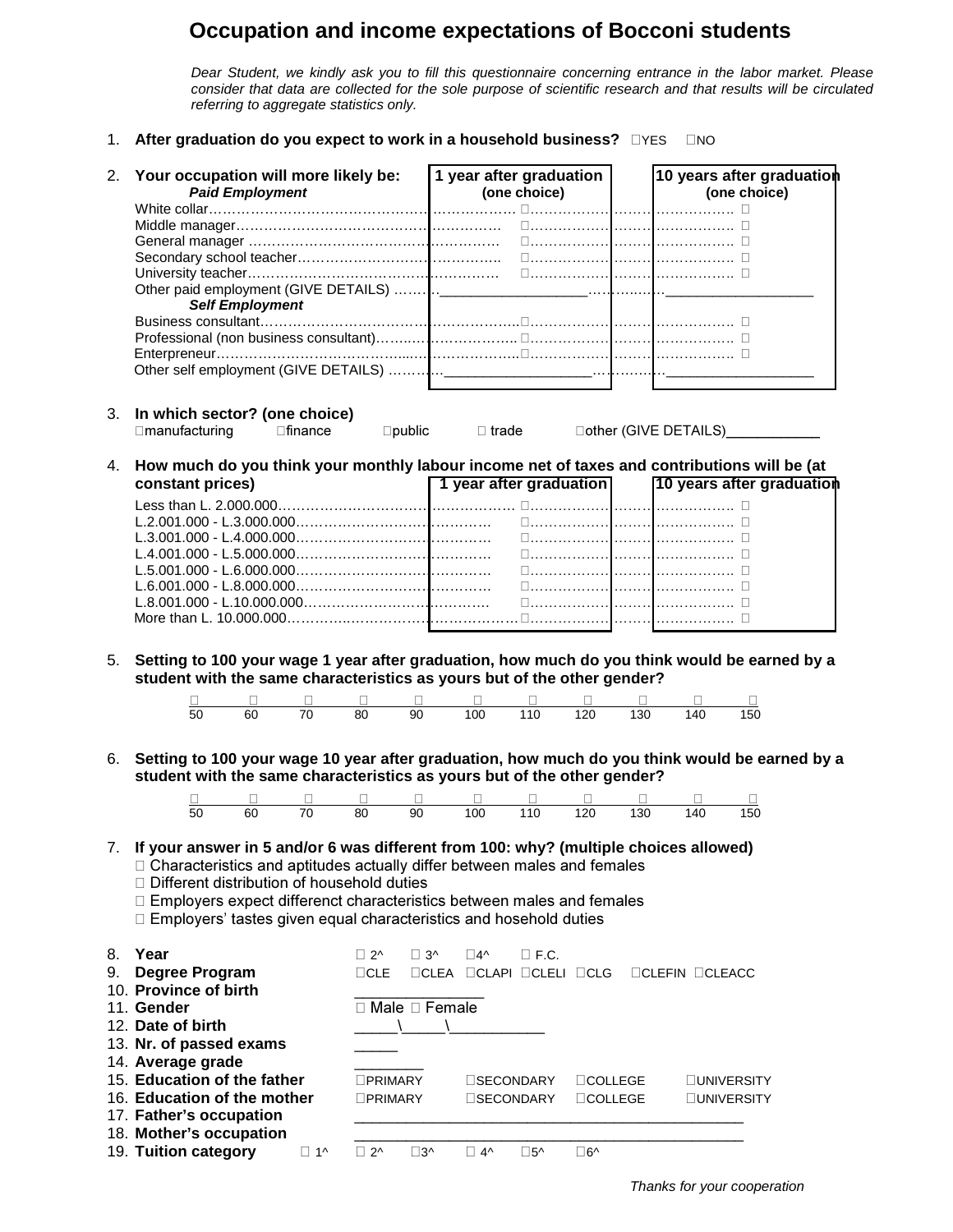# Occupation and income expectations of Bocconi students

*Dear Student, we kindly ask you to fill this questionnaire concerning entrance in the labor market. Please consider that data are collected for the sole purpose of scientific research and that results will be circulated referring to aggregate statistics only.*

1. **After graduation do you expect to work in a household business?** ☐YES ☐NO

2. **Your occupation will more likely be:**

| | 1 year after graduation (one choice) | 10 years after graduation (one choice) |
|---|---|---|
| ***Paid Employment*** | | |
| White collar | ☐ | ☐ |
| Middle manager | ☐ | ☐ |
| General manager | ☐ | ☐ |
| Secondary school teacher | ☐ | ☐ |
| University teacher | ☐ | ☐ |
| Other paid employment (GIVE DETAILS) | ___________________ | ___________________ |
| ***Self Employment*** | | |
| Business consultant | ☐ | ☐ |
| Professional (non business consultant) | ☐ | ☐ |
| Enterpreneur | ☐ | ☐ |
| Other self employment (GIVE DETAILS) | ___________________ | ___________________ |

3. **In which sector? (one choice)**
   ☐manufacturing ☐finance ☐public ☐ trade ☐other (GIVE DETAILS)____________

4. **How much do you think your monthly labour income net of taxes and contributions will be (at constant prices)**

| | 1 year after graduation | 10 years after graduation |
|---|---|---|
| Less than L. 2.000.000 | ☐ | ☐ |
| L.2.001.000 - L.3.000.000 | ☐ | ☐ |
| L.3.001.000 - L.4.000.000 | ☐ | ☐ |
| L.4.001.000 - L.5.000.000 | ☐ | ☐ |
| L.5.001.000 - L.6.000.000 | ☐ | ☐ |
| L.6.001.000 - L.8.000.000 | ☐ | ☐ |
| L.8.001.000 - L.10.000.000 | ☐ | ☐ |
| More than L. 10.000.000 | ☐ | ☐ |

5. **Setting to 100 your wage 1 year after graduation, how much do you think would be earned by a student with the same characteristics as yours but of the other gender?**

| ☐ | ☐ | ☐ | ☐ | ☐ | ☐ | ☐ | ☐ | ☐ | ☐ | ☐ |
|---|---|---|---|---|---|---|---|---|---|---|
| 50 | 60 | 70 | 80 | 90 | 100 | 110 | 120 | 130 | 140 | 150 |

6. **Setting to 100 your wage 10 year after graduation, how much do you think would be earned by a student with the same characteristics as yours but of the other gender?**

| ☐ | ☐ | ☐ | ☐ | ☐ | ☐ | ☐ | ☐ | ☐ | ☐ | ☐ |
|---|---|---|---|---|---|---|---|---|---|---|
| 50 | 60 | 70 | 80 | 90 | 100 | 110 | 120 | 130 | 140 | 150 |

7. **If your answer in 5 and/or 6 was different from 100: why? (multiple choices allowed)**
   - ☐ Characteristics and aptitudes actually differ between males and females
   - ☐ Different distribution of household duties
   - ☐ Employers expect differenct characteristics between males and females
   - ☐ Employers' tastes given equal characteristics and hosehold duties

8. **Year** ☐ 2^ ☐ 3^ ☐4^ ☐ F.C.
9. **Degree Program** ☐CLE ☐CLEA ☐CLAPI ☐CLELI ☐CLG ☐CLEFIN ☐CLEACC
10. **Province of birth** _______________
11. **Gender** ☐ Male ☐ Female
12. **Date of birth** _____\_____\___________
13. **Nr. of passed exams** _____
14. **Average grade** _________
15. **Education of the father** ☐PRIMARY ☐SECONDARY ☐COLLEGE ☐UNIVERSITY
16. **Education of the mother** ☐PRIMARY ☐SECONDARY ☐COLLEGE ☐UNIVERSITY
17. **Father's occupation** ________________________________________________
18. **Mother's occupation** ________________________________________________
19. **Tuition category** ☐ 1^ ☐ 2^ ☐3^ ☐ 4^ ☐5^ ☐6^

*Thanks for your cooperation*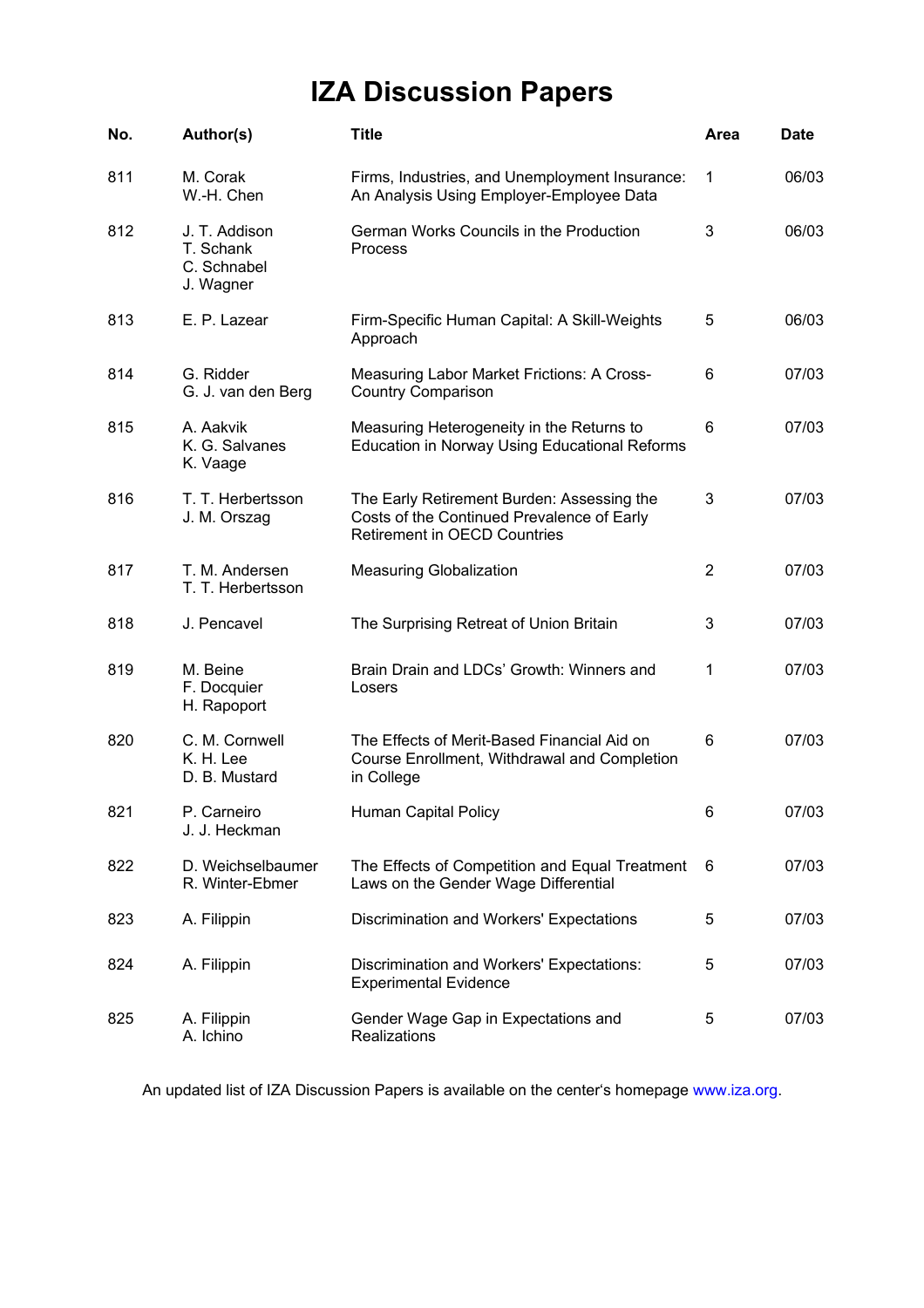# IZA Discussion Papers

| No. | Author(s) | Title | Area | Date |
|---|---|---|---|---|
| 811 | M. Corak<br>W.-H. Chen | Firms, Industries, and Unemployment Insurance: An Analysis Using Employer-Employee Data | 1 | 06/03 |
| 812 | J. T. Addison<br>T. Schank<br>C. Schnabel<br>J. Wagner | German Works Councils in the Production Process | 3 | 06/03 |
| 813 | E. P. Lazear | Firm-Specific Human Capital: A Skill-Weights Approach | 5 | 06/03 |
| 814 | G. Ridder<br>G. J. van den Berg | Measuring Labor Market Frictions: A Cross-Country Comparison | 6 | 07/03 |
| 815 | A. Aakvik<br>K. G. Salvanes<br>K. Vaage | Measuring Heterogeneity in the Returns to Education in Norway Using Educational Reforms | 6 | 07/03 |
| 816 | T. T. Herbertsson<br>J. M. Orszag | The Early Retirement Burden: Assessing the Costs of the Continued Prevalence of Early Retirement in OECD Countries | 3 | 07/03 |
| 817 | T. M. Andersen<br>T. T. Herbertsson | Measuring Globalization | 2 | 07/03 |
| 818 | J. Pencavel | The Surprising Retreat of Union Britain | 3 | 07/03 |
| 819 | M. Beine<br>F. Docquier<br>H. Rapoport | Brain Drain and LDCs' Growth: Winners and Losers | 1 | 07/03 |
| 820 | C. M. Cornwell<br>K. H. Lee<br>D. B. Mustard | The Effects of Merit-Based Financial Aid on Course Enrollment, Withdrawal and Completion in College | 6 | 07/03 |
| 821 | P. Carneiro<br>J. J. Heckman | Human Capital Policy | 6 | 07/03 |
| 822 | D. Weichselbaumer<br>R. Winter-Ebmer | The Effects of Competition and Equal Treatment Laws on the Gender Wage Differential | 6 | 07/03 |
| 823 | A. Filippin | Discrimination and Workers' Expectations | 5 | 07/03 |
| 824 | A. Filippin | Discrimination and Workers' Expectations: Experimental Evidence | 5 | 07/03 |
| 825 | A. Filippin<br>A. Ichino | Gender Wage Gap in Expectations and Realizations | 5 | 07/03 |

An updated list of IZA Discussion Papers is available on the center's homepage www.iza.org.